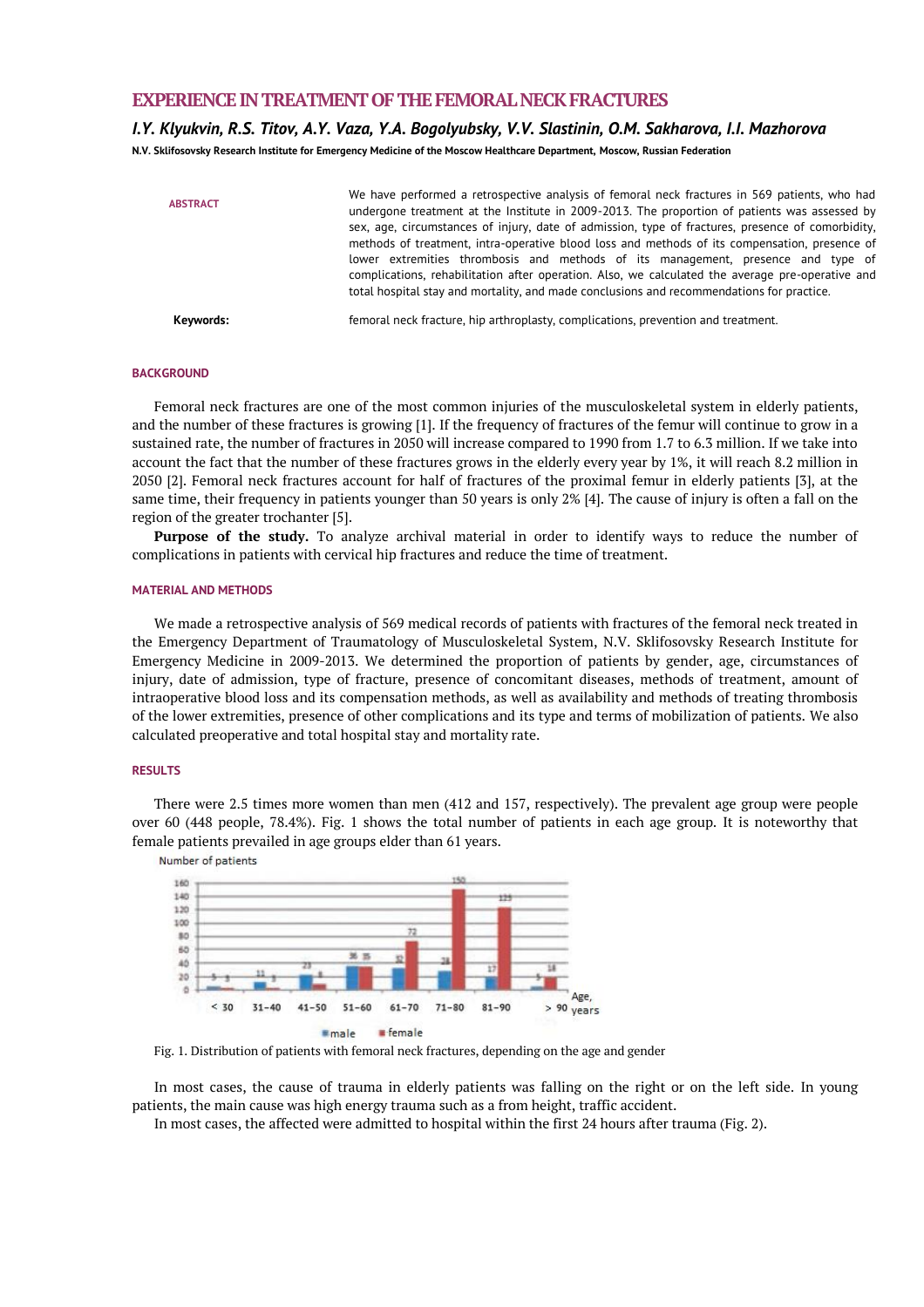# EXPERIENCE IN TREATMENT OF THE FEMORAL NECK FRACTURES

### *I.Y. Klyukvin, R.S. Titov, A.Y. Vaza, Y.A. Bogolyubsky, V.V. Slastinin, O.M. Sakharova, I.I. Mazhorova*

**N.V. Sklifosovsky Research Institute for Emergency Medicine of the Moscow Healthcare Department, Moscow, Russian Federation**

**ABSTRACT**

We have performed a retrospective analysis of femoral neck fractures in 569 patients, who had undergone treatment at the Institute in 2009-2013. The proportion of patients was assessed by sex, age, circumstances of injury, date of admission, type of fractures, presence of comorbidity, methods of treatment, intra-operative blood loss and methods of its compensation, presence of lower extremities thrombosis and methods of its management, presence and type of complications, rehabilitation after operation. Also, we calculated the average pre-operative and total hospital stay and mortality, and made conclusions and recommendations for practice.

**Keywords:** femoral neck fracture, hip arthroplasty, complications, prevention and treatment.

## BACKGROUND

Femoral neck fractures are one of the most common injuries of the musculoskeletal system in elderly patients, and the number of these fractures is growing [1]. If the frequency of fractures of the femur will continue to grow in a sustained rate, the number of fractures in 2050 will increase compared to 1990 from 1.7 to 6.3 million. If we take into account the fact that the number of these fractures grows in the elderly every year by 1%, it will reach 8.2 million in 2050 [2]. Femoral neck fractures account for half of fractures of the proximal femur in elderly patients [3], at the same time, their frequency in patients younger than 50 years is only 2% [4]. The cause of injury is often a fall on the region of the greater trochanter [5].

**Purpose of the study.** To analyze archival material in order to identify ways to reduce the number of complications in patients with cervical hip fractures and reduce the time of treatment.

## MATERIAL AND METHODS

We made a retrospective analysis of 569 medical records of patients with fractures of the femoral neck treated in the Emergency Department of Traumatology of Musculoskeletal System, N.V. Sklifosovsky Research Institute for Emergency Medicine in 2009-2013. We determined the proportion of patients by gender, age, circumstances of injury, date of admission, type of fracture, presence of concomitant diseases, methods of treatment, amount of intraoperative blood loss and its compensation methods, as well as availability and methods of treating thrombosis of the lower extremities, presence of other complications and its type and terms of mobilization of patients. We also calculated preoperative and total hospital stay and mortality rate.

## RESULTS

There were 2.5 times more women than men (412 and 157, respectively). The prevalent age group were people over 60 (448 people, 78.4%). Fig. 1 shows the total number of patients in each age group. It is noteworthy that female patients prevailed in age groups elder than 61 years.

| Age, years | male | female |
|---|---|---|
| < 30 | 5 | 3 |
| 31-40 | 11 | 3 |
| 41-50 | 23 | 8 |
| 51-60 | 36 | 35 |
| 61-70 | 32 | 72 |
| 71-80 | 28 | 150 |
| 81-90 | 17 | 123 |
| > 90 | 5 | 18 |

Fig. 1. Distribution of patients with femoral neck fractures, depending on the age and gender

In most cases, the cause of trauma in elderly patients was falling on the right or on the left side. In young patients, the main cause was high energy trauma such as a from height, traffic accident.

In most cases, the affected were admitted to hospital within the first 24 hours after trauma (Fig. 2).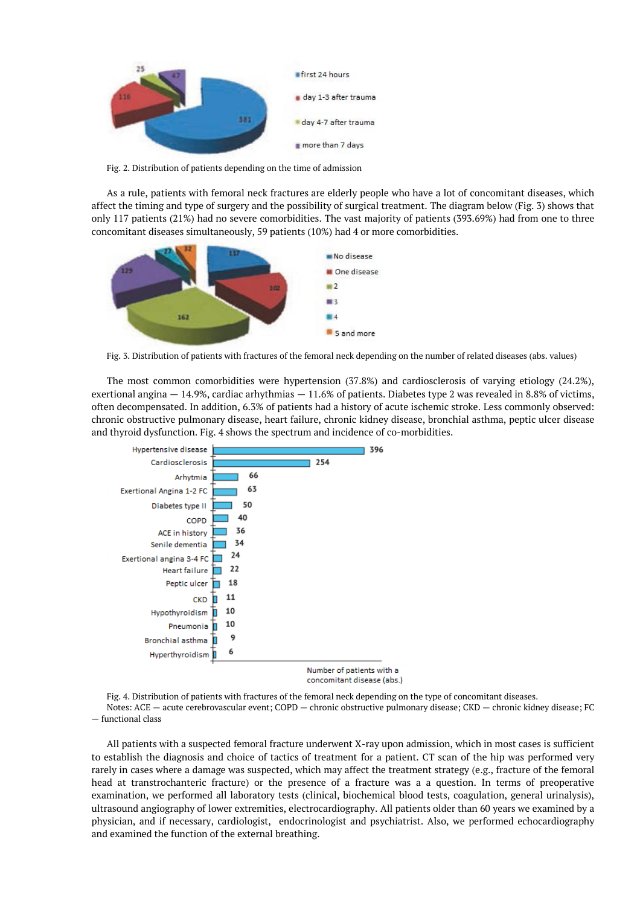Fig. 2. Distribution of patients depending on the time of admission

As a rule, patients with femoral neck fractures are elderly people who have a lot of concomitant diseases, which affect the timing and type of surgery and the possibility of surgical treatment. The diagram below (Fig. 3) shows that only 117 patients (21%) had no severe comorbidities. The vast majority of patients (393.69%) had from one to three concomitant diseases simultaneously, 59 patients (10%) had 4 or more comorbidities.

Fig. 3. Distribution of patients with fractures of the femoral neck depending on the number of related diseases (abs. values)

The most common comorbidities were hypertension (37.8%) and cardiosclerosis of varying etiology (24.2%), exertional angina — 14.9%, cardiac arhythmias — 11.6% of patients. Diabetes type 2 was revealed in 8.8% of victims, often decompensated. In addition, 6.3% of patients had a history of acute ischemic stroke. Less commonly observed: chronic obstructive pulmonary disease, heart failure, chronic kidney disease, bronchial asthma, peptic ulcer disease and thyroid dysfunction. Fig. 4 shows the spectrum and incidence of co-morbidities.

Fig. 4. Distribution of patients with fractures of the femoral neck depending on the type of concomitant diseases.
Notes: ACE — acute cerebrovascular event; COPD — chronic obstructive pulmonary disease; CKD — chronic kidney disease; FC — functional class

All patients with a suspected femoral fracture underwent X-ray upon admission, which in most cases is sufficient to establish the diagnosis and choice of tactics of treatment for a patient. CT scan of the hip was performed very rarely in cases where a damage was suspected, which may affect the treatment strategy (e.g., fracture of the femoral head at transtrochanteric fracture) or the presence of a fracture was a a question. In terms of preoperative examination, we performed all laboratory tests (clinical, biochemical blood tests, coagulation, general urinalysis), ultrasound angiography of lower extremities, electrocardiography. All patients older than 60 years we examined by a physician, and if necessary, cardiologist, endocrinologist and psychiatrist. Also, we performed echocardiography and examined the function of the external breathing.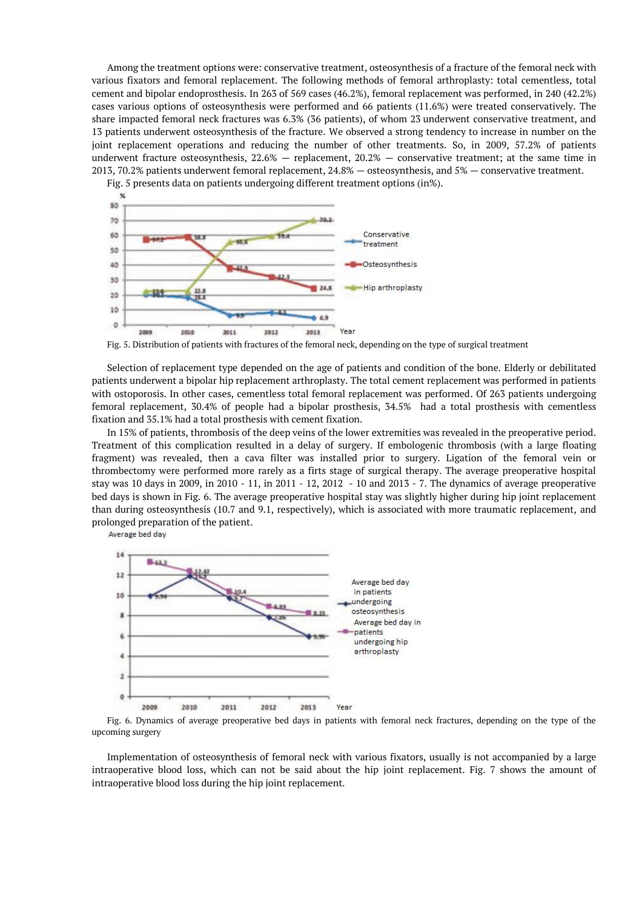Among the treatment options were: conservative treatment, osteosynthesis of a fracture of the femoral neck with various fixators and femoral replacement. The following methods of femoral arthroplasty: total cementless, total cement and bipolar endoprosthesis. In 263 of 569 cases (46.2%), femoral replacement was performed, in 240 (42.2%) cases various options of osteosynthesis were performed and 66 patients (11.6%) were treated conservatively. The share impacted femoral neck fractures was 6.3% (36 patients), of whom 23 underwent conservative treatment, and 13 patients underwent osteosynthesis of the fracture. We observed a strong tendency to increase in number on the joint replacement operations and reducing the number of other treatments. So, in 2009, 57.2% of patients underwent fracture osteosynthesis, 22.6% — replacement, 20.2% — conservative treatment; at the same time in 2013, 70.2% patients underwent femoral replacement, 24.8% — osteosynthesis, and 5% — conservative treatment.

Fig. 5 presents data on patients undergoing different treatment options (in%).

Fig. 5. Distribution of patients with fractures of the femoral neck, depending on the type of surgical treatment

Selection of replacement type depended on the age of patients and condition of the bone. Elderly or debilitated patients underwent a bipolar hip replacement arthroplasty. The total cement replacement was performed in patients with ostoporosis. In other cases, cementless total femoral replacement was performed. Of 263 patients undergoing femoral replacement, 30.4% of people had a bipolar prosthesis, 34.5% had a total prosthesis with cementless fixation and 35.1% had a total prosthesis with cement fixation.

In 15% of patients, thrombosis of the deep veins of the lower extremities was revealed in the preoperative period. Treatment of this complication resulted in a delay of surgery. If embologenic thrombosis (with a large floating fragment) was revealed, then a cava filter was installed prior to surgery. Ligation of the femoral vein or thrombectomy were performed more rarely as a firts stage of surgical therapy. The average preoperative hospital stay was 10 days in 2009, in 2010 - 11, in 2011 - 12, 2012 - 10 and 2013 - 7. The dynamics of average preoperative bed days is shown in Fig. 6. The average preoperative hospital stay was slightly higher during hip joint replacement than during osteosynthesis (10.7 and 9.1, respectively), which is associated with more traumatic replacement, and prolonged preparation of the patient.

Fig. 6. Dynamics of average preoperative bed days in patients with femoral neck fractures, depending on the type of the upcoming surgery

Implementation of osteosynthesis of femoral neck with various fixators, usually is not accompanied by a large intraoperative blood loss, which can not be said about the hip joint replacement. Fig. 7 shows the amount of intraoperative blood loss during the hip joint replacement.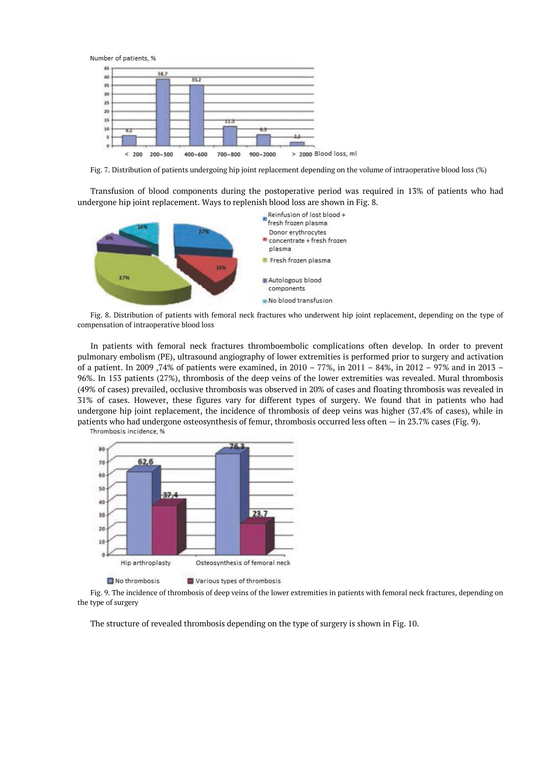Fig. 7. Distribution of patients undergoing hip joint replacement depending on the volume of intraoperative blood loss (%)

Transfusion of blood components during the postoperative period was required in 13% of patients who had undergone hip joint replacement. Ways to replenish blood loss are shown in Fig. 8.

Fig. 8. Distribution of patients with femoral neck fractures who underwent hip joint replacement, depending on the type of compensation of intraoperative blood loss

In patients with femoral neck fractures thromboembolic complications often develop. In order to prevent pulmonary embolism (PE), ultrasound angiography of lower extremities is performed prior to surgery and activation of a patient. In 2009 ,74% of patients were examined, in 2010 – 77%, in 2011 – 84%, in 2012 – 97% and in 2013 – 96%. In 153 patients (27%), thrombosis of the deep veins of the lower extremities was revealed. Mural thrombosis (49% of cases) prevailed, occlusive thrombosis was observed in 20% of cases and floating thrombosis was revealed in 31% of cases. However, these figures vary for different types of surgery. We found that in patients who had undergone hip joint replacement, the incidence of thrombosis of deep veins was higher (37.4% of cases), while in patients who had undergone osteosynthesis of femur, thrombosis occurred less often — in 23.7% cases (Fig. 9).

Fig. 9. The incidence of thrombosis of deep veins of the lower extremities in patients with femoral neck fractures, depending on the type of surgery

The structure of revealed thrombosis depending on the type of surgery is shown in Fig. 10.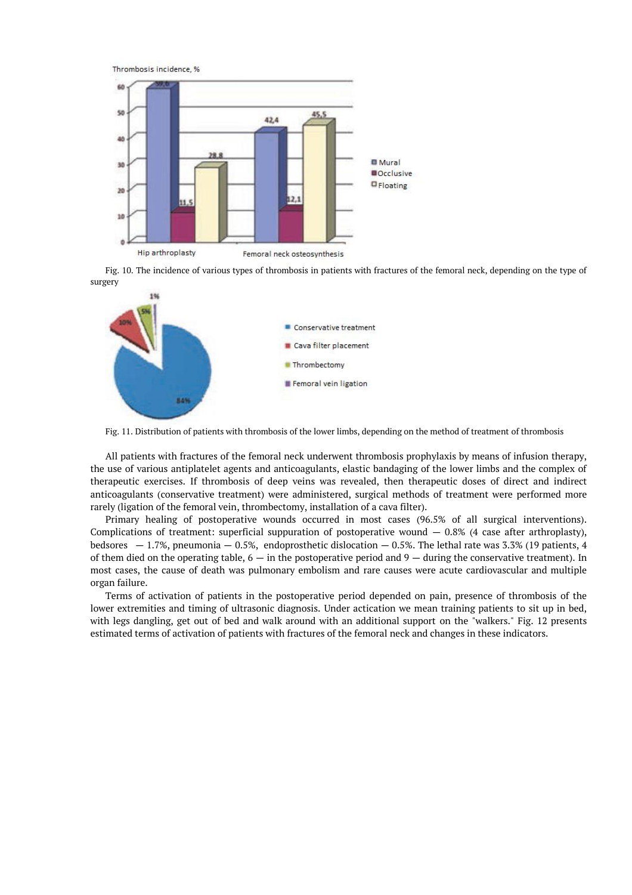Fig. 10. The incidence of various types of thrombosis in patients with fractures of the femoral neck, depending on the type of surgery

Fig. 11. Distribution of patients with thrombosis of the lower limbs, depending on the method of treatment of thrombosis

All patients with fractures of the femoral neck underwent thrombosis prophylaxis by means of infusion therapy, the use of various antiplatelet agents and anticoagulants, elastic bandaging of the lower limbs and the complex of therapeutic exercises. If thrombosis of deep veins was revealed, then therapeutic doses of direct and indirect anticoagulants (conservative treatment) were administered, surgical methods of treatment were performed more rarely (ligation of the femoral vein, thrombectomy, installation of a cava filter).

Primary healing of postoperative wounds occurred in most cases (96.5% of all surgical interventions). Complications of treatment: superficial suppuration of postoperative wound — 0.8% (4 case after arthroplasty), bedsores — 1.7%, pneumonia — 0.5%, endoprosthetic dislocation — 0.5%. The lethal rate was 3.3% (19 patients, 4 of them died on the operating table, 6 — in the postoperative period and 9 — during the conservative treatment). In most cases, the cause of death was pulmonary embolism and rare causes were acute cardiovascular and multiple organ failure.

Terms of activation of patients in the postoperative period depended on pain, presence of thrombosis of the lower extremities and timing of ultrasonic diagnosis. Under actication we mean training patients to sit up in bed, with legs dangling, get out of bed and walk around with an additional support on the "walkers." Fig. 12 presents estimated terms of activation of patients with fractures of the femoral neck and changes in these indicators.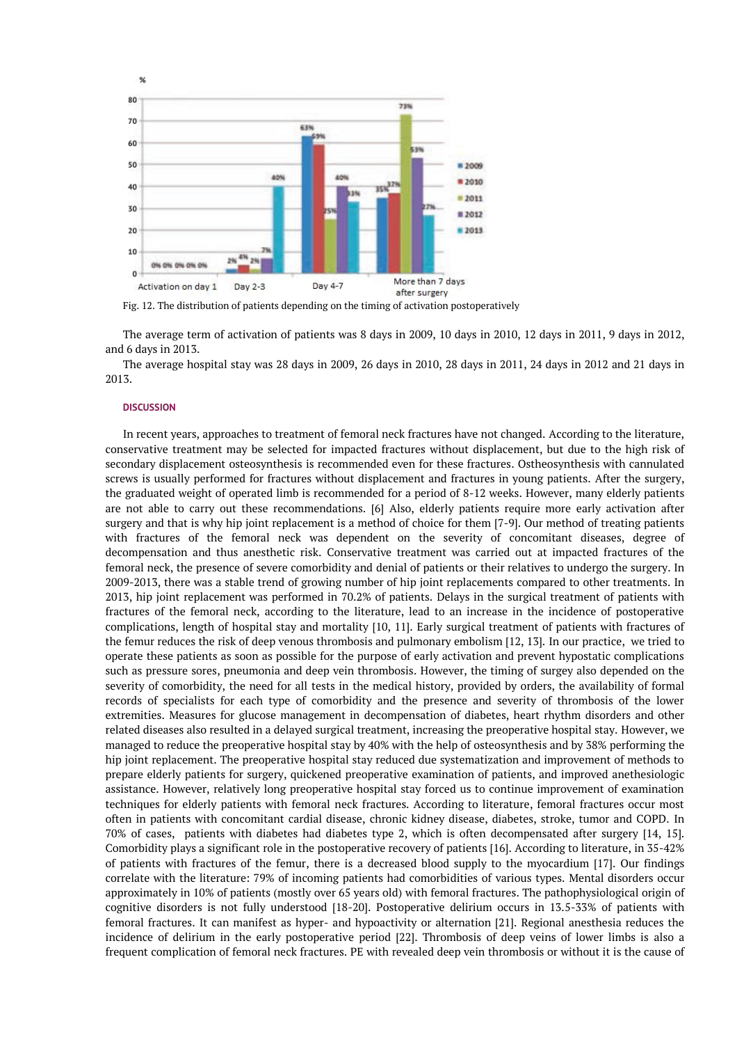Fig. 12. The distribution of patients depending on the timing of activation postoperatively

The average term of activation of patients was 8 days in 2009, 10 days in 2010, 12 days in 2011, 9 days in 2012, and 6 days in 2013.

The average hospital stay was 28 days in 2009, 26 days in 2010, 28 days in 2011, 24 days in 2012 and 21 days in 2013.

## DISCUSSION

In recent years, approaches to treatment of femoral neck fractures have not changed. According to the literature, conservative treatment may be selected for impacted fractures without displacement, but due to the high risk of secondary displacement osteosynthesis is recommended even for these fractures. Ostheosynthesis with cannulated screws is usually performed for fractures without displacement and fractures in young patients. After the surgery, the graduated weight of operated limb is recommended for a period of 8-12 weeks. However, many elderly patients are not able to carry out these recommendations. [6] Also, elderly patients require more early activation after surgery and that is why hip joint replacement is a method of choice for them [7-9]. Our method of treating patients with fractures of the femoral neck was dependent on the severity of concomitant diseases, degree of decompensation and thus anesthetic risk. Conservative treatment was carried out at impacted fractures of the femoral neck, the presence of severe comorbidity and denial of patients or their relatives to undergo the surgery. In 2009-2013, there was a stable trend of growing number of hip joint replacements compared to other treatments. In 2013, hip joint replacement was performed in 70.2% of patients. Delays in the surgical treatment of patients with fractures of the femoral neck, according to the literature, lead to an increase in the incidence of postoperative complications, length of hospital stay and mortality [10, 11]. Early surgical treatment of patients with fractures of the femur reduces the risk of deep venous thrombosis and pulmonary embolism [12, 13]. In our practice, we tried to operate these patients as soon as possible for the purpose of early activation and prevent hypostatic complications such as pressure sores, pneumonia and deep vein thrombosis. However, the timing of surgey also depended on the severity of comorbidity, the need for all tests in the medical history, provided by orders, the availability of formal records of specialists for each type of comorbidity and the presence and severity of thrombosis of the lower extremities. Measures for glucose management in decompensation of diabetes, heart rhythm disorders and other related diseases also resulted in a delayed surgical treatment, increasing the preoperative hospital stay. However, we managed to reduce the preoperative hospital stay by 40% with the help of osteosynthesis and by 38% performing the hip joint replacement. The preoperative hospital stay reduced due systematization and improvement of methods to prepare elderly patients for surgery, quickened preoperative examination of patients, and improved anethesiologic assistance. However, relatively long preoperative hospital stay forced us to continue improvement of examination techniques for elderly patients with femoral neck fractures. According to literature, femoral fractures occur most often in patients with concomitant cardial disease, chronic kidney disease, diabetes, stroke, tumor and COPD. In 70% of cases, patients with diabetes had diabetes type 2, which is often decompensated after surgery [14, 15]. Comorbidity plays a significant role in the postoperative recovery of patients [16]. According to literature, in 35-42% of patients with fractures of the femur, there is a decreased blood supply to the myocardium [17]. Our findings correlate with the literature: 79% of incoming patients had comorbidities of various types. Mental disorders occur approximately in 10% of patients (mostly over 65 years old) with femoral fractures. The pathophysiological origin of cognitive disorders is not fully understood [18-20]. Postoperative delirium occurs in 13.5-33% of patients with femoral fractures. It can manifest as hyper- and hypoactivity or alternation [21]. Regional anesthesia reduces the incidence of delirium in the early postoperative period [22]. Thrombosis of deep veins of lower limbs is also a frequent complication of femoral neck fractures. PE with revealed deep vein thrombosis or without it is the cause of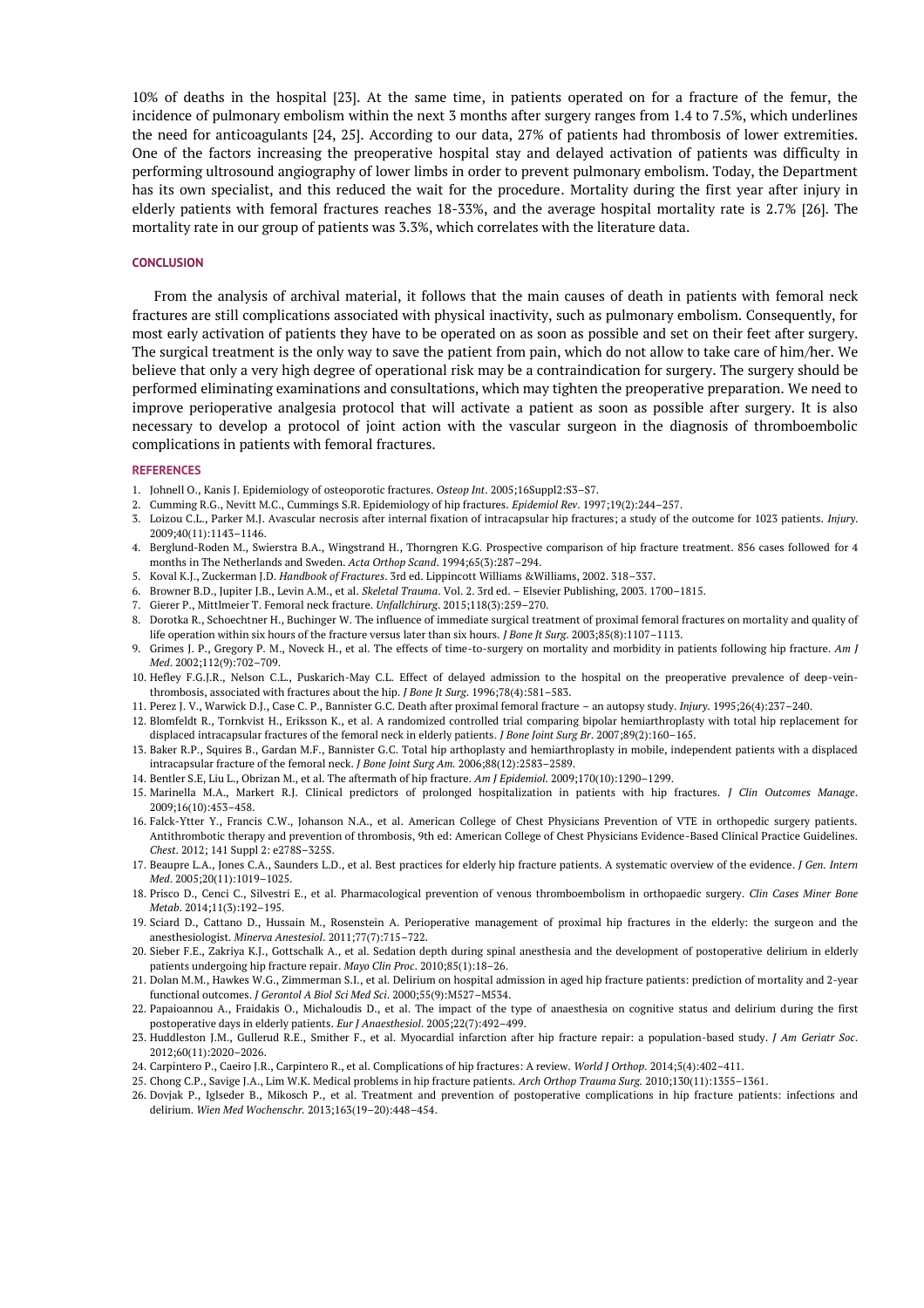10% of deaths in the hospital [23]. At the same time, in patients operated on for a fracture of the femur, the incidence of pulmonary embolism within the next 3 months after surgery ranges from 1.4 to 7.5%, which underlines the need for anticoagulants [24, 25]. According to our data, 27% of patients had thrombosis of lower extremities. One of the factors increasing the preoperative hospital stay and delayed activation of patients was difficulty in performing ultrasound angiography of lower limbs in order to prevent pulmonary embolism. Today, the Department has its own specialist, and this reduced the wait for the procedure. Mortality during the first year after injury in elderly patients with femoral fractures reaches 18-33%, and the average hospital mortality rate is 2.7% [26]. The mortality rate in our group of patients was 3.3%, which correlates with the literature data.

## CONCLUSION

From the analysis of archival material, it follows that the main causes of death in patients with femoral neck fractures are still complications associated with physical inactivity, such as pulmonary embolism. Consequently, for most early activation of patients they have to be operated on as soon as possible and set on their feet after surgery. The surgical treatment is the only way to save the patient from pain, which do not allow to take care of him/her. We believe that only a very high degree of operational risk may be a contraindication for surgery. The surgery should be performed eliminating examinations and consultations, which may tighten the preoperative preparation. We need to improve perioperative analgesia protocol that will activate a patient as soon as possible after surgery. It is also necessary to develop a protocol of joint action with the vascular surgeon in the diagnosis of thromboembolic complications in patients with femoral fractures.

## REFERENCES

1. Johnell O., Kanis J. Epidemiology of osteoporotic fractures. *Osteop Int*. 2005;16Suppl2:S3–S7.
2. Cumming R.G., Nevitt M.C., Cummings S.R. Epidemiology of hip fractures. *Epidemiol Rev*. 1997;19(2):244–257.
3. Loizou C.L., Parker M.J. Avascular necrosis after internal fixation of intracapsular hip fractures; a study of the outcome for 1023 patients. *Injury*. 2009;40(11):1143–1146.
4. Berglund-Roden M., Swierstra B.A., Wingstrand H., Thorngren K.G. Prospective comparison of hip fracture treatment. 856 cases followed for 4 months in The Netherlands and Sweden. *Acta Orthop Scand*. 1994;65(3):287–294.
5. Koval K.J., Zuckerman J.D. *Handbook of Fractures*. 3rd ed. Lippincott Williams &Williams, 2002. 318–337.
6. Browner B.D., Jupiter J.B., Levin A.M., et al. *Skeletal Trauma*. Vol. 2. 3rd ed. – Elsevier Publishing, 2003. 1700–1815.
7. Gierer P., Mittlmeier T. Femoral neck fracture. *Unfallchirurg*. 2015;118(3):259–270.
8. Dorotka R., Schoechtner H., Buchinger W. The influence of immediate surgical treatment of proximal femoral fractures on mortality and quality of life operation within six hours of the fracture versus later than six hours. *J Bone Jt Surg*. 2003;85(8):1107–1113.
9. Grimes J. P., Gregory P. M., Noveck H., et al. The effects of time-to-surgery on mortality and morbidity in patients following hip fracture. *Am J Med*. 2002;112(9):702–709.
10. Hefley F.G.J.R., Nelson C.L., Puskarich-May C.L. Effect of delayed admission to the hospital on the preoperative prevalence of deep-vein-thrombosis, associated with fractures about the hip. *J Bone Jt Surg*. 1996;78(4):581–583.
11. Perez J. V., Warwick D.J., Case C. P., Bannister G.C. Death after proximal femoral fracture – an autopsy study. *Injury*. 1995;26(4):237–240.
12. Blomfeldt R., Tornkvist H., Eriksson K., et al. A randomized controlled trial comparing bipolar hemiarthroplasty with total hip replacement for displaced intracapsular fractures of the femoral neck in elderly patients. *J Bone Joint Surg Br*. 2007;89(2):160–165.
13. Baker R.P., Squires B., Gardan M.F., Bannister G.C. Total hip arthoplasty and hemiarthroplasty in mobile, independent patients with a displaced intracapsular fracture of the femoral neck. *J Bone Joint Surg Am.* 2006;88(12):2583–2589.
14. Bentler S.E, Liu L., Obrizan M., et al. The aftermath of hip fracture. *Am J Epidemiol*. 2009;170(10):1290–1299.
15. Marinella M.A., Markert R.J. Clinical predictors of prolonged hospitalization in patients with hip fractures. *J Clin Outcomes Manage*. 2009;16(10):453–458.
16. Falck-Ytter Y., Francis C.W., Johanson N.A., et al. American College of Chest Physicians Prevention of VTE in orthopedic surgery patients. Antithrombotic therapy and prevention of thrombosis, 9th ed: American College of Chest Physicians Evidence-Based Clinical Practice Guidelines. *Chest*. 2012; 141 Suppl 2: e278S–325S.
17. Beaupre L.A., Jones C.A., Saunders L.D., et al. Best practices for elderly hip fracture patients. A systematic overview of the evidence. *J Gen. Intern Med*. 2005;20(11):1019–1025.
18. Prisco D., Cenci C., Silvestri E., et al. Pharmacological prevention of venous thromboembolism in orthopaedic surgery. *Clin Cases Miner Bone Metab*. 2014;11(3):192–195.
19. Sciard D., Cattano D., Hussain M., Rosenstein A. Perioperative management of proximal hip fractures in the elderly: the surgeon and the anesthesiologist. *Minerva Anestesiol*. 2011;77(7):715–722.
20. Sieber F.E., Zakriya K.J., Gottschalk A., et al. Sedation depth during spinal anesthesia and the development of postoperative delirium in elderly patients undergoing hip fracture repair. *Mayo Clin Proc*. 2010;85(1):18–26.
21. Dolan M.M., Hawkes W.G., Zimmerman S.I., et al. Delirium on hospital admission in aged hip fracture patients: prediction of mortality and 2-year functional outcomes. *J Gerontol A Biol Sci Med Sci*. 2000;55(9):M527–M534.
22. Papaioannou A., Fraidakis O., Michaloudis D., et al. The impact of the type of anaesthesia on cognitive status and delirium during the first postoperative days in elderly patients. *Eur J Anaesthesiol*. 2005;22(7):492–499.
23. Huddleston J.M., Gullerud R.E., Smither F., et al. Myocardial infarction after hip fracture repair: a population-based study. *J Am Geriatr Soc*. 2012;60(11):2020–2026.
24. Carpintero P., Caeiro J.R., Carpintero R., et al. Complications of hip fractures: A review. *World J Orthop*. 2014;5(4):402–411.
25. Chong C.P., Savige J.A., Lim W.K. Medical problems in hip fracture patients. *Arch Orthop Trauma Surg.* 2010;130(11):1355–1361.
26. Dovjak P., Iglseder B., Mikosch P., et al. Treatment and prevention of postoperative complications in hip fracture patients: infections and delirium. *Wien Med Wochenschr.* 2013;163(19–20):448–454.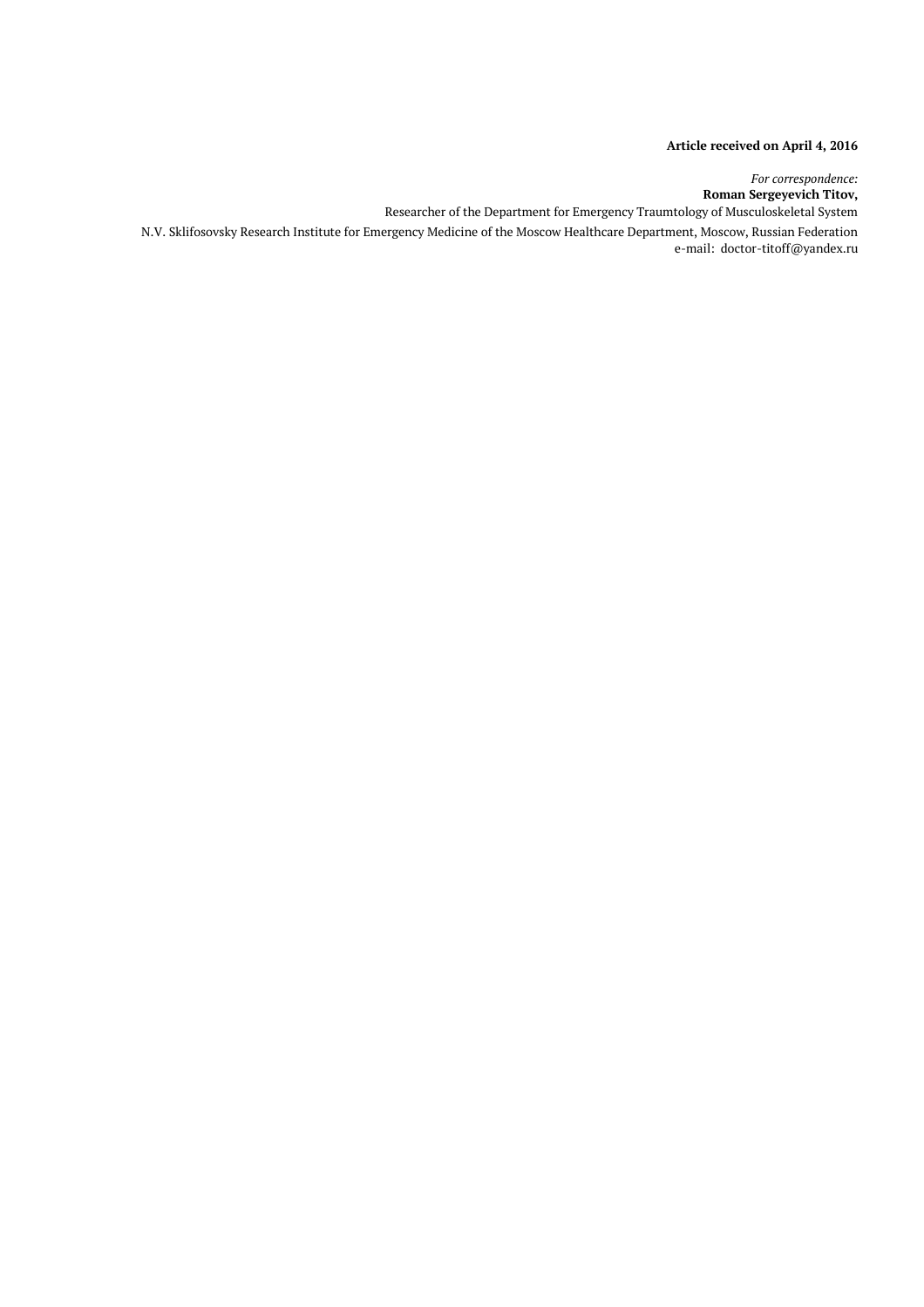**Article received on April 4, 2016**

*For correspondence:*
**Roman Sergeyevich Titov,**
Researcher of the Department for Emergency Traumtology of Musculoskeletal System
N.V. Sklifosovsky Research Institute for Emergency Medicine of the Moscow Healthcare Department, Moscow, Russian Federation
e-mail: doctor-titoff@yandex.ru